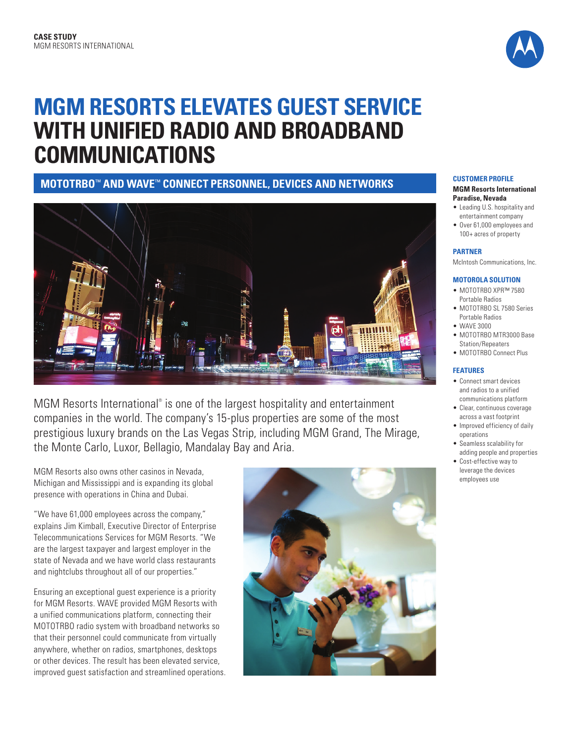**CASE STUDY**
MGM RESORTS INTERNATIONAL

# MGM RESORTS ELEVATES GUEST SERVICE WITH UNIFIED RADIO AND BROADBAND COMMUNICATIONS

## MOTOTRBO™ AND WAVE™ CONNECT PERSONNEL, DEVICES AND NETWORKS

MGM Resorts International® is one of the largest hospitality and entertainment companies in the world. The company's 15-plus properties are some of the most prestigious luxury brands on the Las Vegas Strip, including MGM Grand, The Mirage, the Monte Carlo, Luxor, Bellagio, Mandalay Bay and Aria.

MGM Resorts also owns other casinos in Nevada, Michigan and Mississippi and is expanding its global presence with operations in China and Dubai.

"We have 61,000 employees across the company," explains Jim Kimball, Executive Director of Enterprise Telecommunications Services for MGM Resorts. "We are the largest taxpayer and largest employer in the state of Nevada and we have world class restaurants and nightclubs throughout all of our properties."

Ensuring an exceptional guest experience is a priority for MGM Resorts. WAVE provided MGM Resorts with a unified communications platform, connecting their MOTOTRBO radio system with broadband networks so that their personnel could communicate from virtually anywhere, whether on radios, smartphones, desktops or other devices. The result has been elevated service, improved guest satisfaction and streamlined operations.

### CUSTOMER PROFILE

**MGM Resorts International**
**Paradise, Nevada**

- Leading U.S. hospitality and entertainment company
- Over 61,000 employees and 100+ acres of property

### PARTNER

McIntosh Communications, Inc.

### MOTOROLA SOLUTION

- MOTOTRBO XPR™ 7580 Portable Radios
- MOTOTRBO SL 7580 Series Portable Radios
- WAVE 3000
- MOTOTRBO MTR3000 Base Station/Repeaters
- MOTOTRBO Connect Plus

### FEATURES

- Connect smart devices and radios to a unified communications platform
- Clear, continuous coverage across a vast footprint
- Improved efficiency of daily operations
- Seamless scalability for adding people and properties
- Cost-effective way to leverage the devices employees use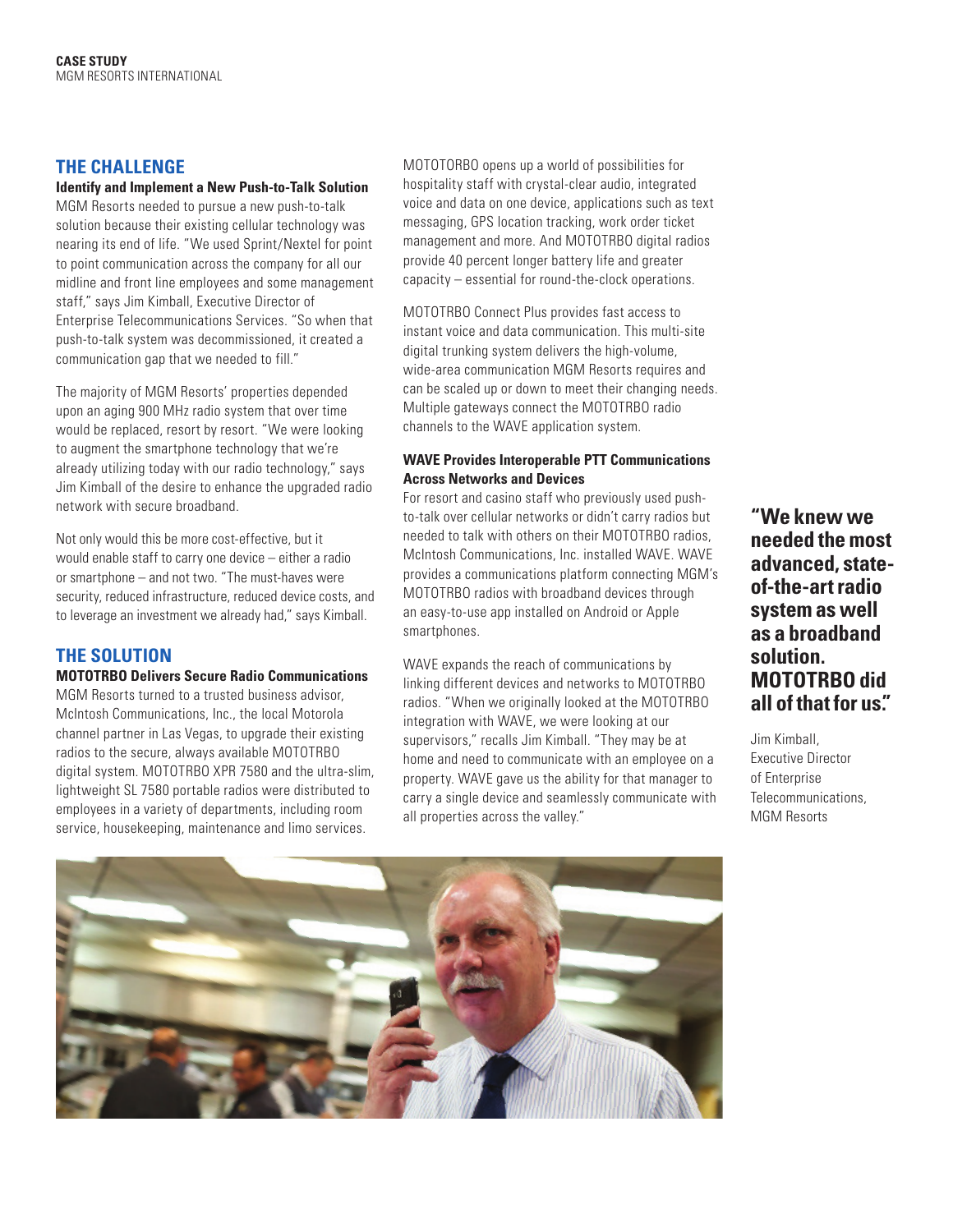## THE CHALLENGE

**Identify and Implement a New Push-to-Talk Solution**

MGM Resorts needed to pursue a new push-to-talk solution because their existing cellular technology was nearing its end of life. "We used Sprint/Nextel for point to point communication across the company for all our midline and front line employees and some management staff," says Jim Kimball, Executive Director of Enterprise Telecommunications Services. "So when that push-to-talk system was decommissioned, it created a communication gap that we needed to fill."

The majority of MGM Resorts' properties depended upon an aging 900 MHz radio system that over time would be replaced, resort by resort. "We were looking to augment the smartphone technology that we're already utilizing today with our radio technology," says Jim Kimball of the desire to enhance the upgraded radio network with secure broadband.

Not only would this be more cost-effective, but it would enable staff to carry one device – either a radio or smartphone – and not two. "The must-haves were security, reduced infrastructure, reduced device costs, and to leverage an investment we already had," says Kimball.

## THE SOLUTION

**MOTOTRBO Delivers Secure Radio Communications**

MGM Resorts turned to a trusted business advisor, McIntosh Communications, Inc., the local Motorola channel partner in Las Vegas, to upgrade their existing radios to the secure, always available MOTOTRBO digital system. MOTOTRBO XPR 7580 and the ultra-slim, lightweight SL 7580 portable radios were distributed to employees in a variety of departments, including room service, housekeeping, maintenance and limo services.

MOTOTORBO opens up a world of possibilities for hospitality staff with crystal-clear audio, integrated voice and data on one device, applications such as text messaging, GPS location tracking, work order ticket management and more. And MOTOTRBO digital radios provide 40 percent longer battery life and greater capacity – essential for round-the-clock operations.

MOTOTRBO Connect Plus provides fast access to instant voice and data communication. This multi-site digital trunking system delivers the high-volume, wide-area communication MGM Resorts requires and can be scaled up or down to meet their changing needs. Multiple gateways connect the MOTOTRBO radio channels to the WAVE application system.

**WAVE Provides Interoperable PTT Communications Across Networks and Devices**

For resort and casino staff who previously used push-to-talk over cellular networks or didn't carry radios but needed to talk with others on their MOTOTRBO radios, McIntosh Communications, Inc. installed WAVE. WAVE provides a communications platform connecting MGM's MOTOTRBO radios with broadband devices through an easy-to-use app installed on Android or Apple smartphones.

WAVE expands the reach of communications by linking different devices and networks to MOTOTRBO radios. "When we originally looked at the MOTOTRBO integration with WAVE, we were looking at our supervisors," recalls Jim Kimball. "They may be at home and need to communicate with an employee on a property. WAVE gave us the ability for that manager to carry a single device and seamlessly communicate with all properties across the valley."

> **"We knew we needed the most advanced, state-of-the-art radio system as well as a broadband solution. MOTOTRBO did all of that for us."**
>
> Jim Kimball, Executive Director of Enterprise Telecommunications, MGM Resorts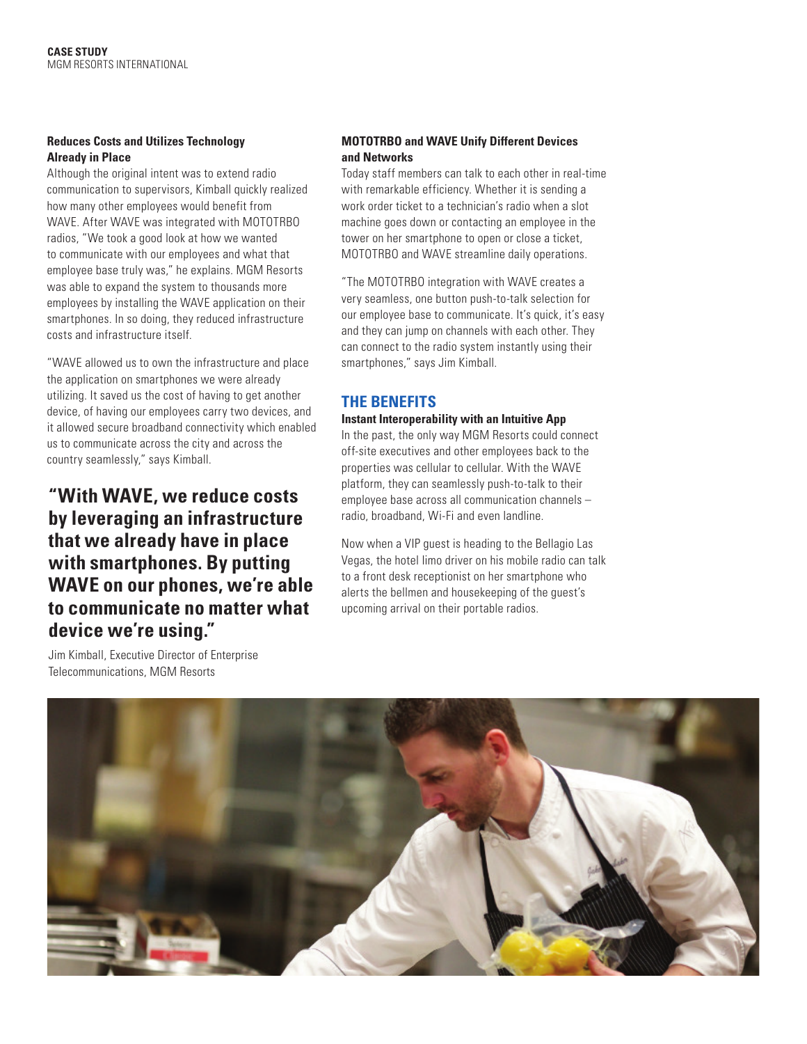#### Reduces Costs and Utilizes Technology Already in Place

Although the original intent was to extend radio communication to supervisors, Kimball quickly realized how many other employees would benefit from WAVE. After WAVE was integrated with MOTOTRBO radios, "We took a good look at how we wanted to communicate with our employees and what that employee base truly was," he explains. MGM Resorts was able to expand the system to thousands more employees by installing the WAVE application on their smartphones. In so doing, they reduced infrastructure costs and infrastructure itself.

"WAVE allowed us to own the infrastructure and place the application on smartphones we were already utilizing. It saved us the cost of having to get another device, of having our employees carry two devices, and it allowed secure broadband connectivity which enabled us to communicate across the city and across the country seamlessly," says Kimball.

**"With WAVE, we reduce costs by leveraging an infrastructure that we already have in place with smartphones. By putting WAVE on our phones, we're able to communicate no matter what device we're using."**

Jim Kimball, Executive Director of Enterprise Telecommunications, MGM Resorts

#### MOTOTRBO and WAVE Unify Different Devices and Networks

Today staff members can talk to each other in real-time with remarkable efficiency. Whether it is sending a work order ticket to a technician's radio when a slot machine goes down or contacting an employee in the tower on her smartphone to open or close a ticket, MOTOTRBO and WAVE streamline daily operations.

"The MOTOTRBO integration with WAVE creates a very seamless, one button push-to-talk selection for our employee base to communicate. It's quick, it's easy and they can jump on channels with each other. They can connect to the radio system instantly using their smartphones," says Jim Kimball.

## THE BENEFITS

#### Instant Interoperability with an Intuitive App

In the past, the only way MGM Resorts could connect off-site executives and other employees back to the properties was cellular to cellular. With the WAVE platform, they can seamlessly push-to-talk to their employee base across all communication channels – radio, broadband, Wi-Fi and even landline.

Now when a VIP guest is heading to the Bellagio Las Vegas, the hotel limo driver on his mobile radio can talk to a front desk receptionist on her smartphone who alerts the bellmen and housekeeping of the guest's upcoming arrival on their portable radios.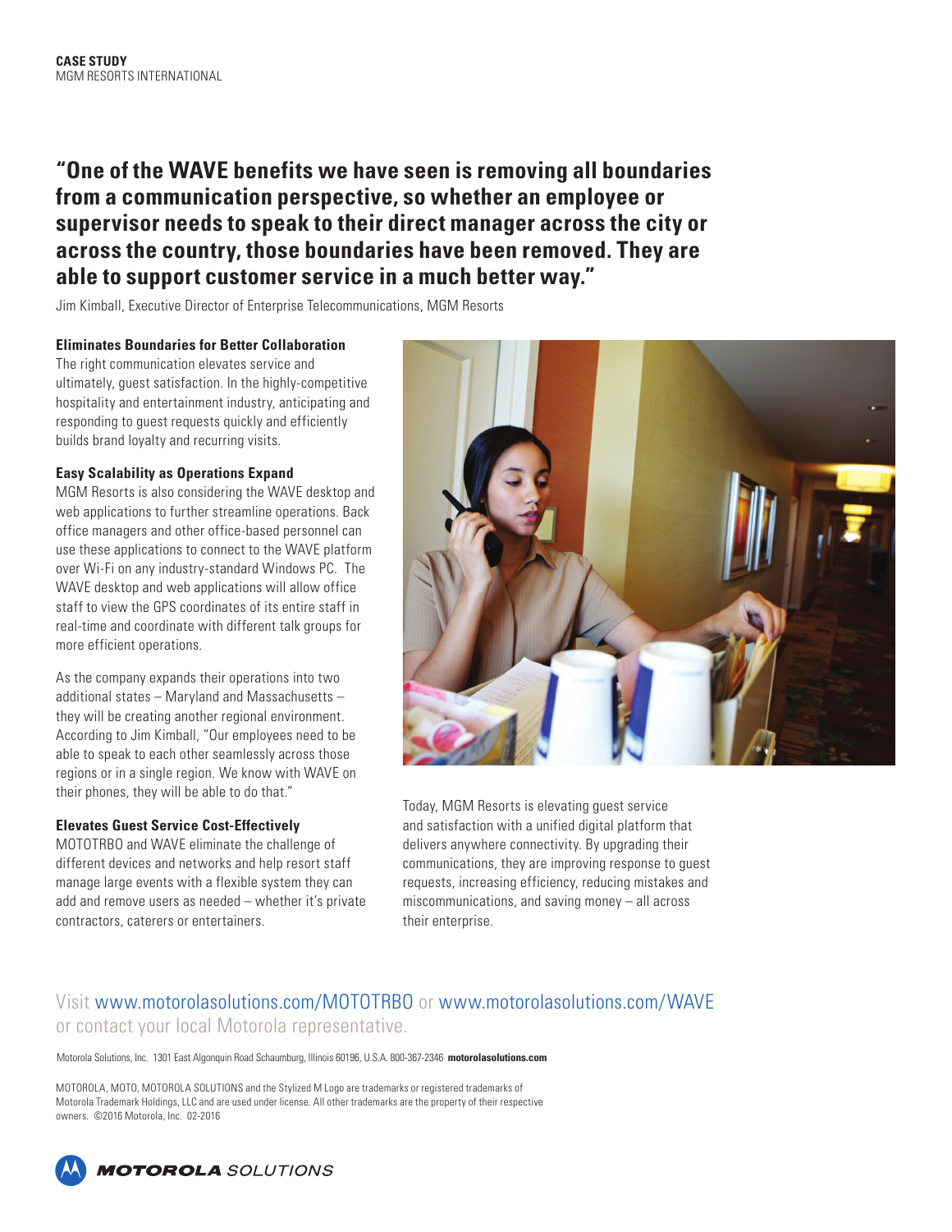**CASE STUDY**
MGM RESORTS INTERNATIONAL

## "One of the WAVE benefits we have seen is removing all boundaries from a communication perspective, so whether an employee or supervisor needs to speak to their direct manager across the city or across the country, those boundaries have been removed. They are able to support customer service in a much better way."

Jim Kimball, Executive Director of Enterprise Telecommunications, MGM Resorts

### Eliminates Boundaries for Better Collaboration

The right communication elevates service and ultimately, guest satisfaction. In the highly-competitive hospitality and entertainment industry, anticipating and responding to guest requests quickly and efficiently builds brand loyalty and recurring visits.

### Easy Scalability as Operations Expand

MGM Resorts is also considering the WAVE desktop and web applications to further streamline operations. Back office managers and other office-based personnel can use these applications to connect to the WAVE platform over Wi-Fi on any industry-standard Windows PC. The WAVE desktop and web applications will allow office staff to view the GPS coordinates of its entire staff in real-time and coordinate with different talk groups for more efficient operations.

As the company expands their operations into two additional states – Maryland and Massachusetts – they will be creating another regional environment. According to Jim Kimball, "Our employees need to be able to speak to each other seamlessly across those regions or in a single region. We know with WAVE on their phones, they will be able to do that."

### Elevates Guest Service Cost-Effectively

MOTOTRBO and WAVE eliminate the challenge of different devices and networks and help resort staff manage large events with a flexible system they can add and remove users as needed – whether it's private contractors, caterers or entertainers.

Today, MGM Resorts is elevating guest service and satisfaction with a unified digital platform that delivers anywhere connectivity. By upgrading their communications, they are improving response to guest requests, increasing efficiency, reducing mistakes and miscommunications, and saving money – all across their enterprise.

Visit www.motorolasolutions.com/MOTOTRBO or www.motorolasolutions.com/WAVE or contact your local Motorola representative.

Motorola Solutions, Inc. 1301 East Algonquin Road Schaumburg, Illinois 60196, U.S.A. 800-367-2346 **motorolasolutions.com**

MOTOROLA, MOTO, MOTOROLA SOLUTIONS and the Stylized M Logo are trademarks or registered trademarks of Motorola Trademark Holdings, LLC and are used under license. All other trademarks are the property of their respective owners. ©2016 Motorola, Inc. 02-2016

**MOTOROLA** SOLUTIONS